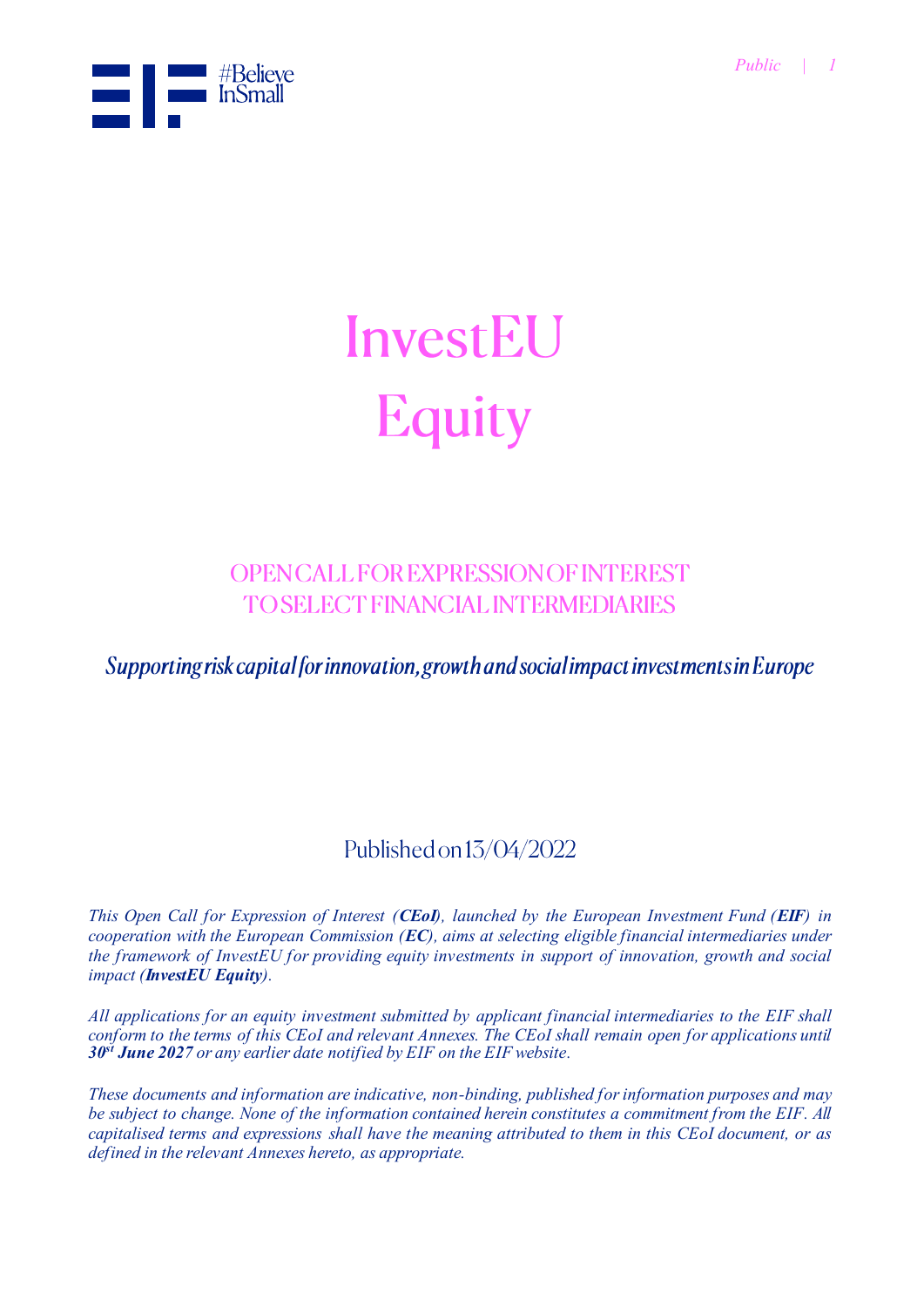# InvestEU Equity

## OPEN CALL FOR EXPRESSION OF INTEREST TO SELECT FINANCIAL INTERMEDIARIES

*Supporting risk capital for innovation, growth and social impact investments in Europe*

Published on 13/04/2022

*This Open Call for Expression of Interest (**CEoI**), launched by the European Investment Fund (**EIF**) in cooperation with the European Commission (**EC**), aims at selecting eligible financial intermediaries under the framework of InvestEU for providing equity investments in support of innovation, growth and social impact (**InvestEU Equity**).*

*All applications for an equity investment submitted by applicant financial intermediaries to the EIF shall conform to the terms of this CEoI and relevant Annexes. The CEoI shall remain open for applications until **30st June 2027** or any earlier date notified by EIF on the EIF website.*

*These documents and information are indicative, non-binding, published for information purposes and may be subject to change. None of the information contained herein constitutes a commitment from the EIF. All capitalised terms and expressions shall have the meaning attributed to them in this CEoI document, or as defined in the relevant Annexes hereto, as appropriate.*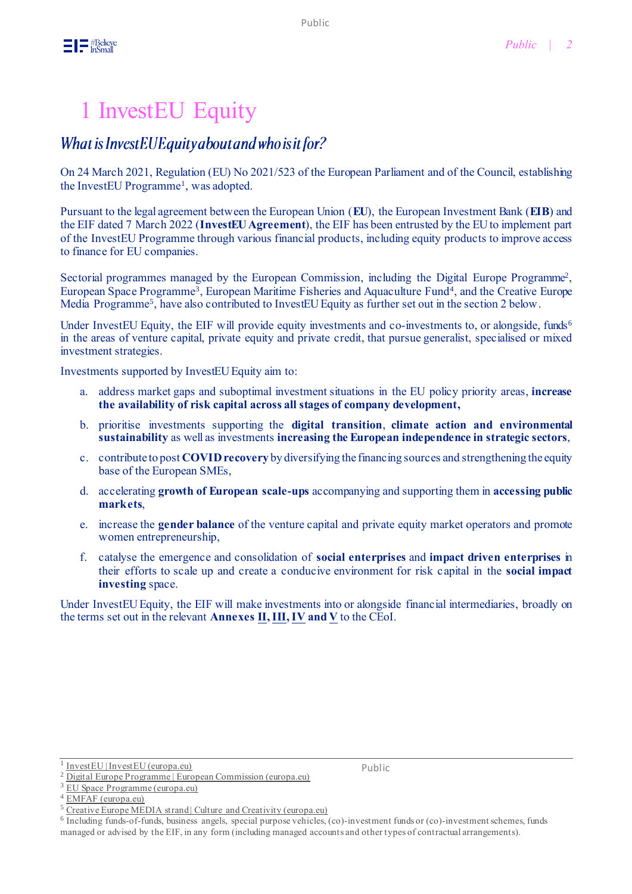# 1 InvestEU Equity

## *What is InvestEU Equity about and who is it for?*

On 24 March 2021, Regulation (EU) No 2021/523 of the European Parliament and of the Council, establishing the InvestEU Programme[1], was adopted.

Pursuant to the legal agreement between the European Union (**EU**), the European Investment Bank (**EIB**) and the EIF dated 7 March 2022 (**InvestEU Agreement**), the EIF has been entrusted by the EU to implement part of the InvestEU Programme through various financial products, including equity products to improve access to finance for EU companies.

Sectorial programmes managed by the European Commission, including the Digital Europe Programme[2], European Space Programme[3], European Maritime Fisheries and Aquaculture Fund[4], and the Creative Europe Media Programme[5], have also contributed to InvestEU Equity as further set out in the section 2 below.

Under InvestEU Equity, the EIF will provide equity investments and co-investments to, or alongside, funds[6] in the areas of venture capital, private equity and private credit, that pursue generalist, specialised or mixed investment strategies.

Investments supported by InvestEU Equity aim to:

a. address market gaps and suboptimal investment situations in the EU policy priority areas, **increase the availability of risk capital across all stages of company development,**

b. prioritise investments supporting the **digital transition**, **climate action and environmental sustainability** as well as investments **increasing the European independence in strategic sectors**,

c. contribute to post **COVID recovery** by diversifying the financing sources and strengthening the equity base of the European SMEs,

d. accelerating **growth of European scale-ups** accompanying and supporting them in **accessing public markets**,

e. increase the **gender balance** of the venture capital and private equity market operators and promote women entrepreneurship,

f. catalyse the emergence and consolidation of **social enterprises** and **impact driven enterprises** in their efforts to scale up and create a conducive environment for risk capital in the **social impact investing** space.

Under InvestEU Equity, the EIF will make investments into or alongside financial intermediaries, broadly on the terms set out in the relevant **Annexes II, III, IV and V** to the CEoI.

---

[1] InvestEU | InvestEU (europa.eu)

[2] Digital Europe Programme | European Commission (europa.eu)

[3] EU Space Programme (europa.eu)

[4] EMFAF (europa.eu)

[5] Creative Europe MEDIA strand | Culture and Creativity (europa.eu)

[6] Including funds-of-funds, business angels, special purpose vehicles, (co)-investment funds or (co)-investment schemes, funds managed or advised by the EIF, in any form (including managed accounts and other types of contractual arrangements).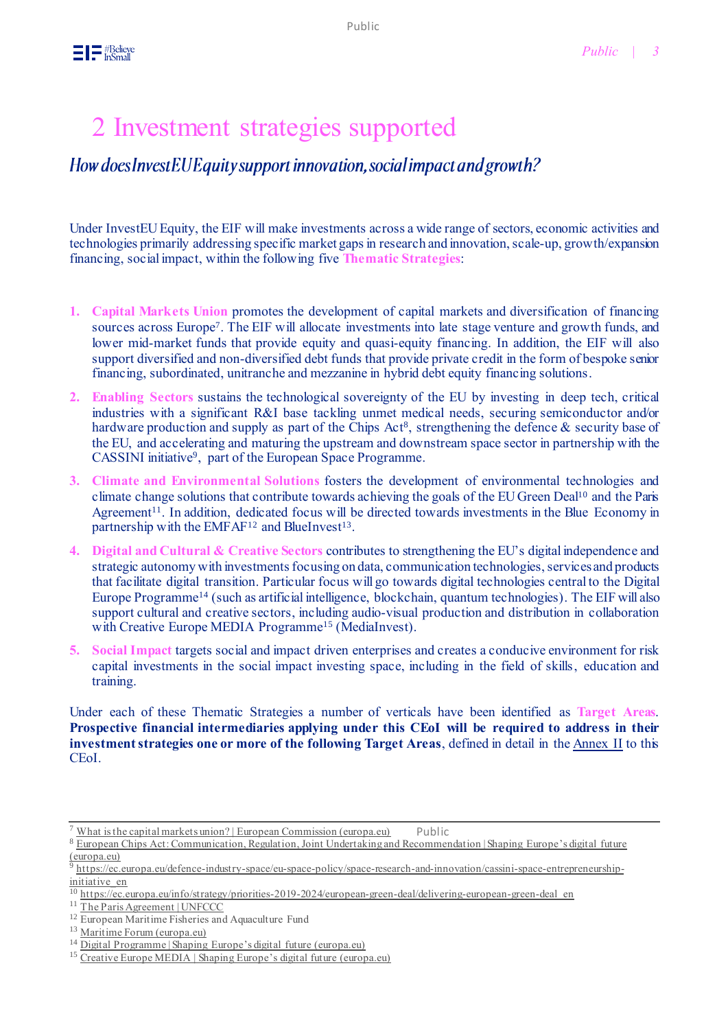# 2 Investment strategies supported

## *How does InvestEU Equity support innovation, social impact and growth?*

Under InvestEU Equity, the EIF will make investments across a wide range of sectors, economic activities and technologies primarily addressing specific market gaps in research and innovation, scale-up, growth/expansion financing, social impact, within the following five **Thematic Strategies**:

1. **Capital Markets Union** promotes the development of capital markets and diversification of financing sources across Europe[7]. The EIF will allocate investments into late stage venture and growth funds, and lower mid-market funds that provide equity and quasi-equity financing. In addition, the EIF will also support diversified and non-diversified debt funds that provide private credit in the form of bespoke senior financing, subordinated, unitranche and mezzanine in hybrid debt equity financing solutions.
2. **Enabling Sectors** sustains the technological sovereignty of the EU by investing in deep tech, critical industries with a significant R&I base tackling unmet medical needs, securing semiconductor and/or hardware production and supply as part of the Chips Act[8], strengthening the defence & security base of the EU, and accelerating and maturing the upstream and downstream space sector in partnership with the CASSINI initiative[9], part of the European Space Programme.
3. **Climate and Environmental Solutions** fosters the development of environmental technologies and climate change solutions that contribute towards achieving the goals of the EU Green Deal[10] and the Paris Agreement[11]. In addition, dedicated focus will be directed towards investments in the Blue Economy in partnership with the EMFAF[12] and BlueInvest[13].
4. **Digital and Cultural & Creative Sectors** contributes to strengthening the EU's digital independence and strategic autonomy with investments focusing on data, communication technologies, services and products that facilitate digital transition. Particular focus will go towards digital technologies central to the Digital Europe Programme[14] (such as artificial intelligence, blockchain, quantum technologies). The EIF will also support cultural and creative sectors, including audio-visual production and distribution in collaboration with Creative Europe MEDIA Programme[15] (MediaInvest).
5. **Social Impact** targets social and impact driven enterprises and creates a conducive environment for risk capital investments in the social impact investing space, including in the field of skills, education and training.

Under each of these Thematic Strategies a number of verticals have been identified as **Target Areas**. **Prospective financial intermediaries applying under this CEoI will be required to address in their investment strategies one or more of the following Target Areas**, defined in detail in the Annex II to this CEoI.

---

[7] What is the capital markets union? | European Commission (europa.eu)
[8] European Chips Act: Communication, Regulation, Joint Undertaking and Recommendation | Shaping Europe's digital future (europa.eu)
[9] https://ec.europa.eu/defence-industry-space/eu-space-policy/space-research-and-innovation/cassini-space-entrepreneurship-initiative_en
[10] https://ec.europa.eu/info/strategy/priorities-2019-2024/european-green-deal/delivering-european-green-deal_en
[11] The Paris Agreement | UNFCCC
[12] European Maritime Fisheries and Aquaculture Fund
[13] Maritime Forum (europa.eu)
[14] Digital Programme | Shaping Europe's digital future (europa.eu)
[15] Creative Europe MEDIA | Shaping Europe's digital future (europa.eu)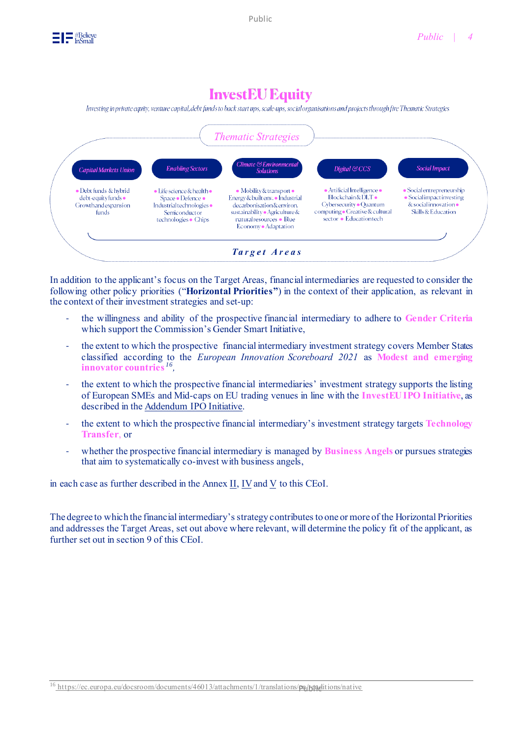# InvestEU Equity

*Investing in private equity, venture capital, debt funds to back start ups, scale-ups, social organisations and projects through five Thematic Strategies*

*Thematic Strategies*

| *Capital Markets Union* | *Enabling Sectors* | *Climate & Environmental Solutions* | *Digital & CCS* | *Social Impact* |
|---|---|---|---|---|
| • Debt funds & hybrid debt-equity funds • Growth and expansion funds | • Life science & health • Space • Defence • Industrial technologies • Semiconductor technologies • Chips | • Mobility & transport • Energy & built env. • Industrial decarbonisation & environ. sustainability • Agriculture & natural resources • Blue Economy • Adaptation | • Artificial Intelligence • Blockchain & DLT • Cybersecurity • Quantum computing • Creative & cultural sector • Education tech | • Social entrepreneurship • Social impact investing & social innovation • Skills & Education |

**Target Areas**

In addition to the applicant's focus on the Target Areas, financial intermediaries are requested to consider the following other policy priorities ("**Horizontal Priorities"**) in the context of their application, as relevant in the context of their investment strategies and set-up:

- the willingness and ability of the prospective financial intermediary to adhere to **Gender Criteria** which support the Commission's Gender Smart Initiative,
- the extent to which the prospective financial intermediary investment strategy covers Member States classified according to the *European Innovation Scoreboard 2021* as **Modest and emerging innovator countries**[16],
- the extent to which the prospective financial intermediaries' investment strategy supports the listing of European SMEs and Mid-caps on EU trading venues in line with the **InvestEU IPO Initiative**, as described in the Addendum IPO Initiative.
- the extent to which the prospective financial intermediary's investment strategy targets **Technology Transfer**, or
- whether the prospective financial intermediary is managed by **Business Angels** or pursues strategies that aim to systematically co-invest with business angels,

in each case as further described in the Annex II, IV and V to this CEoI.

The degree to which the financial intermediary's strategy contributes to one or more of the Horizontal Priorities and addresses the Target Areas, set out above where relevant, will determine the policy fit of the applicant, as further set out in section 9 of this CEoI.

[16] https://ec.europa.eu/docsroom/documents/46013/attachments/1/translations/en/renditions/native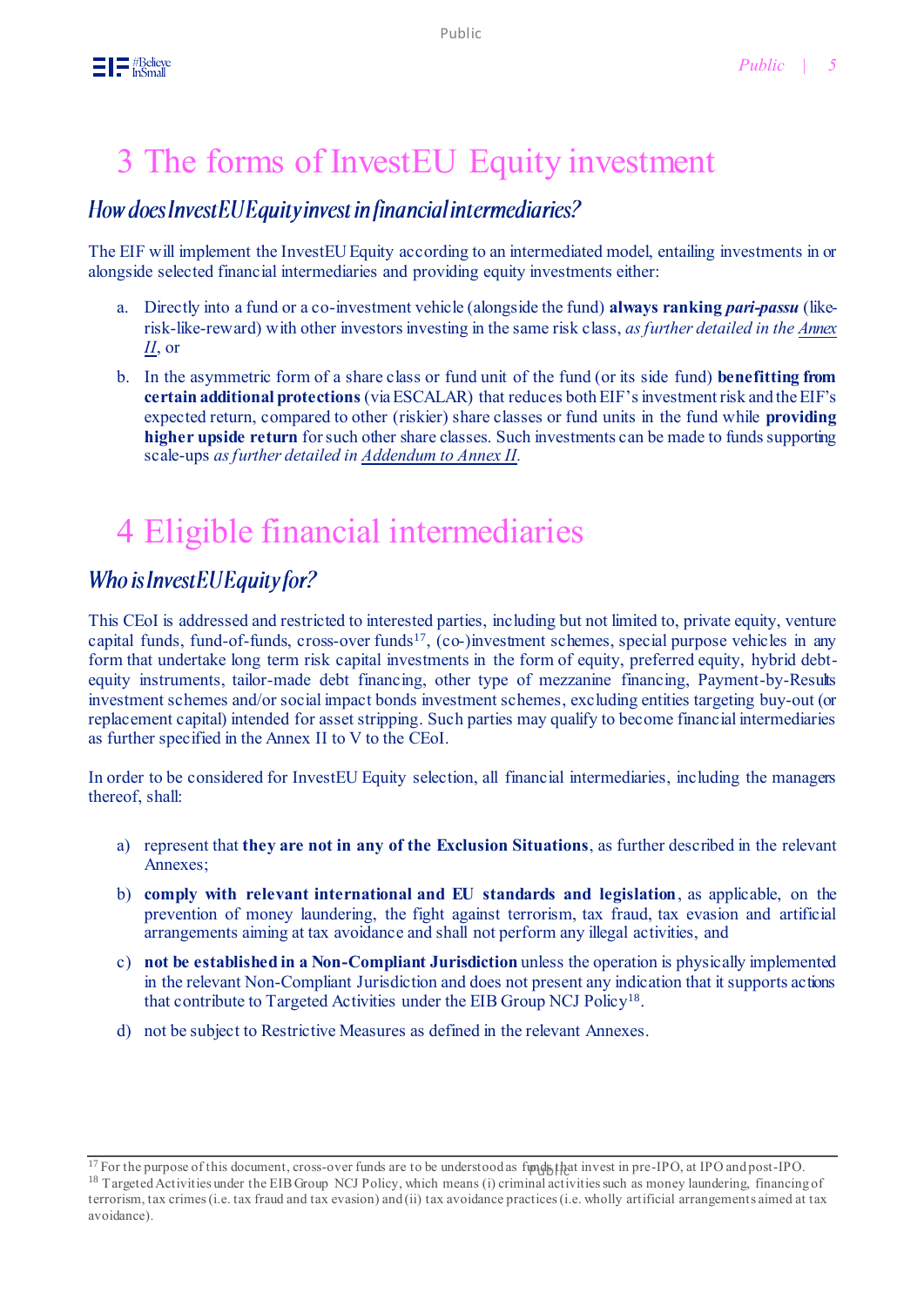# 3 The forms of InvestEU Equity investment

## *How does InvestEU Equity invest in financial intermediaries?*

The EIF will implement the InvestEU Equity according to an intermediated model, entailing investments in or alongside selected financial intermediaries and providing equity investments either:

a. Directly into a fund or a co-investment vehicle (alongside the fund) **always ranking *pari-passu*** (like-risk-like-reward) with other investors investing in the same risk class, *as further detailed in the Annex II*, or

b. In the asymmetric form of a share class or fund unit of the fund (or its side fund) **benefitting from certain additional protections** (via ESCALAR) that reduces both EIF's investment risk and the EIF's expected return, compared to other (riskier) share classes or fund units in the fund while **providing higher upside return** for such other share classes. Such investments can be made to funds supporting scale-ups *as further detailed in Addendum to Annex II.*

# 4 Eligible financial intermediaries

## *Who is InvestEU Equity for?*

This CEoI is addressed and restricted to interested parties, including but not limited to, private equity, venture capital funds, fund-of-funds, cross-over funds[17], (co-)investment schemes, special purpose vehicles in any form that undertake long term risk capital investments in the form of equity, preferred equity, hybrid debt-equity instruments, tailor-made debt financing, other type of mezzanine financing, Payment-by-Results investment schemes and/or social impact bonds investment schemes, excluding entities targeting buy-out (or replacement capital) intended for asset stripping. Such parties may qualify to become financial intermediaries as further specified in the Annex II to V to the CEoI.

In order to be considered for InvestEU Equity selection, all financial intermediaries, including the managers thereof, shall:

a) represent that **they are not in any of the Exclusion Situations**, as further described in the relevant Annexes;

b) **comply with relevant international and EU standards and legislation**, as applicable, on the prevention of money laundering, the fight against terrorism, tax fraud, tax evasion and artificial arrangements aiming at tax avoidance and shall not perform any illegal activities, and

c) **not be established in a Non-Compliant Jurisdiction** unless the operation is physically implemented in the relevant Non-Compliant Jurisdiction and does not present any indication that it supports actions that contribute to Targeted Activities under the EIB Group NCJ Policy[18].

d) not be subject to Restrictive Measures as defined in the relevant Annexes.

[17] For the purpose of this document, cross-over funds are to be understood as funds that invest in pre-IPO, at IPO and post-IPO.

[18] Targeted Activities under the EIB Group NCJ Policy, which means (i) criminal activities such as money laundering, financing of terrorism, tax crimes (i.e. tax fraud and tax evasion) and (ii) tax avoidance practices (i.e. wholly artificial arrangements aimed at tax avoidance).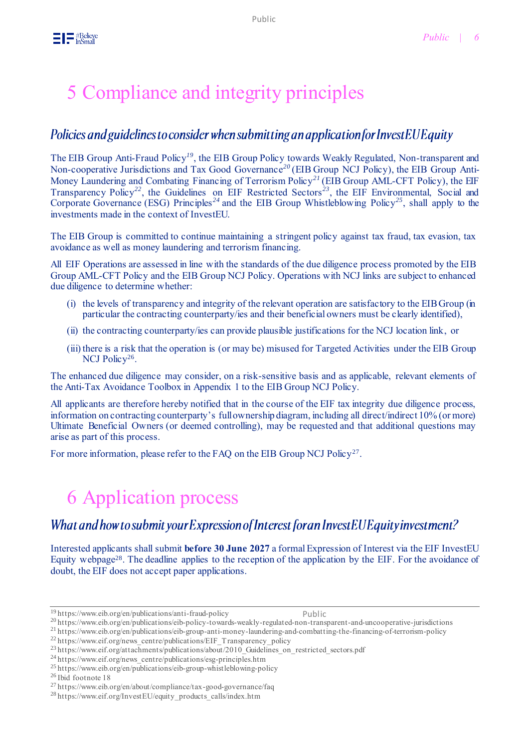# 5 Compliance and integrity principles

## *Policies and guidelines to consider when submitting an application for InvestEU Equity*

The EIB Group Anti-Fraud Policy[19], the EIB Group Policy towards Weakly Regulated, Non-transparent and Non-cooperative Jurisdictions and Tax Good Governance[20] (EIB Group NCJ Policy), the EIB Group Anti-Money Laundering and Combating Financing of Terrorism Policy[21] (EIB Group AML-CFT Policy), the EIF Transparency Policy[22], the Guidelines on EIF Restricted Sectors[23], the EIF Environmental, Social and Corporate Governance (ESG) Principles[24] and the EIB Group Whistleblowing Policy[25], shall apply to the investments made in the context of InvestEU.

The EIB Group is committed to continue maintaining a stringent policy against tax fraud, tax evasion, tax avoidance as well as money laundering and terrorism financing.

All EIF Operations are assessed in line with the standards of the due diligence process promoted by the EIB Group AML-CFT Policy and the EIB Group NCJ Policy. Operations with NCJ links are subject to enhanced due diligence to determine whether:

(i) the levels of transparency and integrity of the relevant operation are satisfactory to the EIB Group (in particular the contracting counterparty/ies and their beneficial owners must be clearly identified),

(ii) the contracting counterparty/ies can provide plausible justifications for the NCJ location link, or

(iii) there is a risk that the operation is (or may be) misused for Targeted Activities under the EIB Group NCJ Policy[26].

The enhanced due diligence may consider, on a risk-sensitive basis and as applicable, relevant elements of the Anti-Tax Avoidance Toolbox in Appendix 1 to the EIB Group NCJ Policy.

All applicants are therefore hereby notified that in the course of the EIF tax integrity due diligence process, information on contracting counterparty's full ownership diagram, including all direct/indirect 10% (or more) Ultimate Beneficial Owners (or deemed controlling), may be requested and that additional questions may arise as part of this process.

For more information, please refer to the FAQ on the EIB Group NCJ Policy[27].

# 6 Application process

## *What and how to submit your Expression of Interest for an InvestEU Equity investment?*

Interested applicants shall submit **before 30 June 2027** a formal Expression of Interest via the EIF InvestEU Equity webpage[28]. The deadline applies to the reception of the application by the EIF. For the avoidance of doubt, the EIF does not accept paper applications.

---

[19] https://www.eib.org/en/publications/anti-fraud-policy
[20] https://www.eib.org/en/publications/eib-policy-towards-weakly-regulated-non-transparent-and-uncooperative-jurisdictions
[21] https://www.eib.org/en/publications/eib-group-anti-money-laundering-and-combatting-the-financing-of-terrorism-policy
[22] https://www.eif.org/news_centre/publications/EIF_Transparency_policy
[23] https://www.eif.org/attachments/publications/about/2010_Guidelines_on_restricted_sectors.pdf
[24] https://www.eif.org/news_centre/publications/esg-principles.htm
[25] https://www.eib.org/en/publications/eib-group-whistleblowing-policy
[26] Ibid footnote 18
[27] https://www.eib.org/en/about/compliance/tax-good-governance/faq
[28] https://www.eif.org/InvestEU/equity_products_calls/index.htm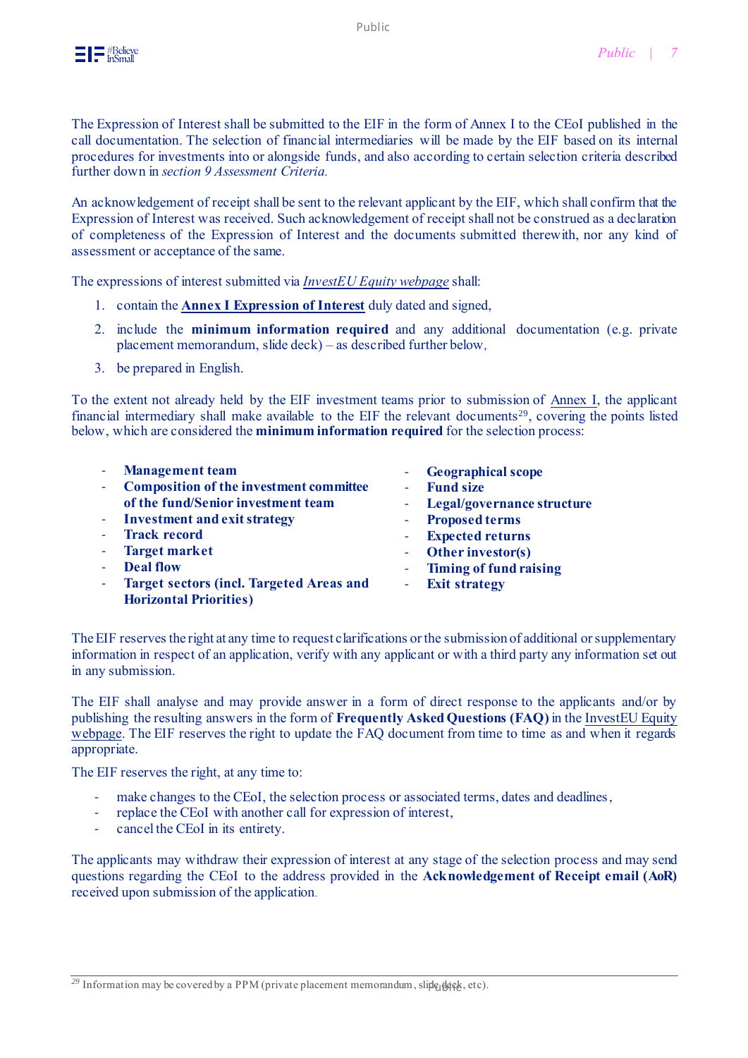The Expression of Interest shall be submitted to the EIF in the form of Annex I to the CEoI published in the call documentation. The selection of financial intermediaries will be made by the EIF based on its internal procedures for investments into or alongside funds, and also according to certain selection criteria described further down in *section 9 Assessment Criteria.*

An acknowledgement of receipt shall be sent to the relevant applicant by the EIF, which shall confirm that the Expression of Interest was received. Such acknowledgement of receipt shall not be construed as a declaration of completeness of the Expression of Interest and the documents submitted therewith, nor any kind of assessment or acceptance of the same.

The expressions of interest submitted via *InvestEU Equity webpage* shall:

1. contain the **Annex I Expression of Interest** duly dated and signed,
2. include the **minimum information required** and any additional documentation (e.g. private placement memorandum, slide deck) – as described further below,
3. be prepared in English.

To the extent not already held by the EIF investment teams prior to submission of Annex I, the applicant financial intermediary shall make available to the EIF the relevant documents[29], covering the points listed below, which are considered the **minimum information required** for the selection process:

- **Management team**
- **Composition of the investment committee of the fund/Senior investment team**
- **Investment and exit strategy**
- **Track record**
- **Target market**
- **Deal flow**
- **Target sectors (incl. Targeted Areas and Horizontal Priorities)**
- **Geographical scope**
- **Fund size**
- **Legal/governance structure**
- **Proposed terms**
- **Expected returns**
- **Other investor(s)**
- **Timing of fund raising**
- **Exit strategy**

The EIF reserves the right at any time to request clarifications or the submission of additional or supplementary information in respect of an application, verify with any applicant or with a third party any information set out in any submission.

The EIF shall analyse and may provide answer in a form of direct response to the applicants and/or by publishing the resulting answers in the form of **Frequently Asked Questions (FAQ)** in the InvestEU Equity webpage. The EIF reserves the right to update the FAQ document from time to time as and when it regards appropriate.

The EIF reserves the right, at any time to:

- make changes to the CEoI, the selection process or associated terms, dates and deadlines,
- replace the CEoI with another call for expression of interest,
- cancel the CEoI in its entirety.

The applicants may withdraw their expression of interest at any stage of the selection process and may send questions regarding the CEoI to the address provided in the **Acknowledgement of Receipt email (AoR)** received upon submission of the application.

[29] Information may be covered by a PPM (private placement memorandum, slide deck, etc).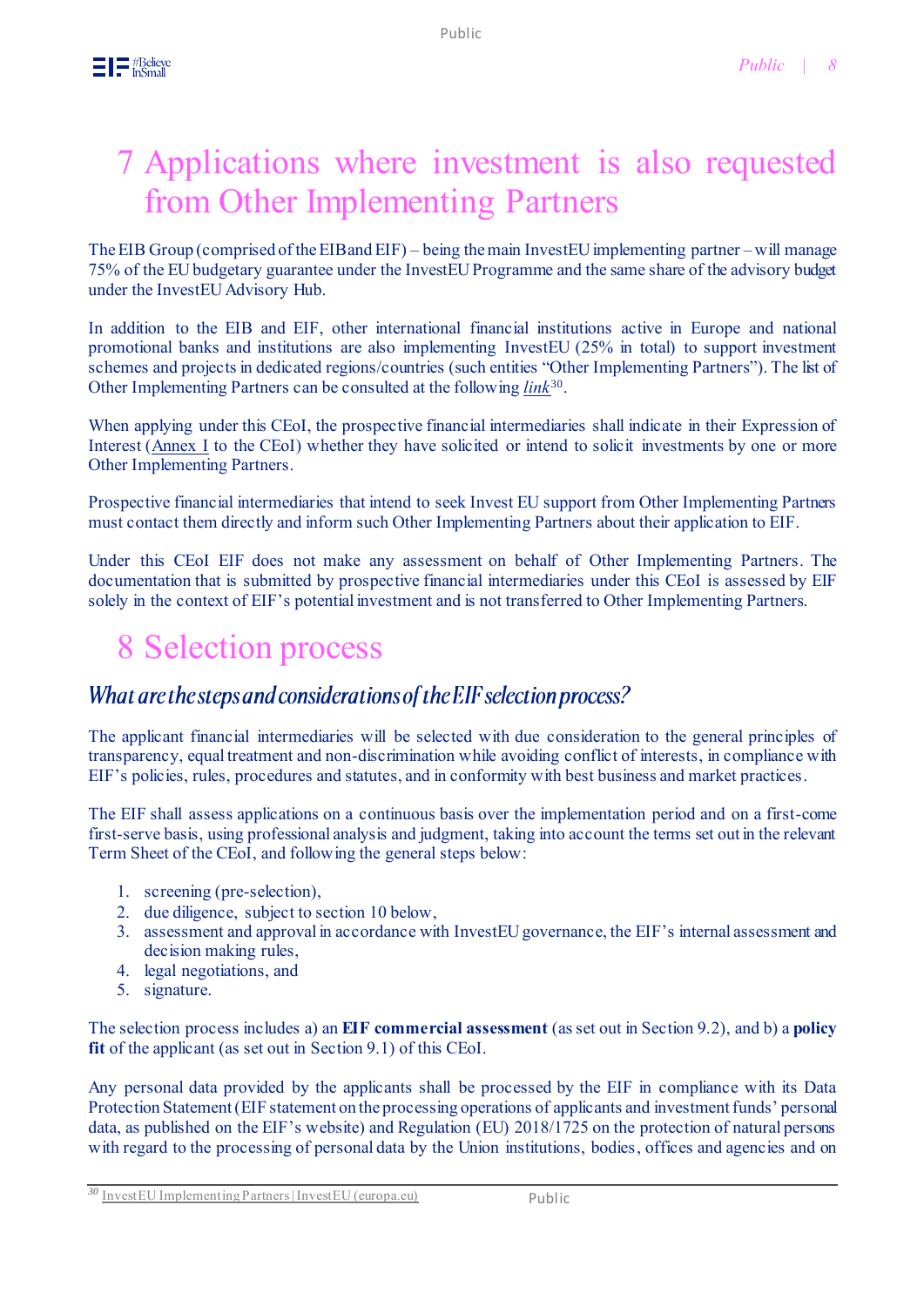# 7 Applications where investment is also requested from Other Implementing Partners

The EIB Group (comprised of the EIB and EIF) – being the main InvestEU implementing partner – will manage 75% of the EU budgetary guarantee under the InvestEU Programme and the same share of the advisory budget under the InvestEU Advisory Hub.

In addition to the EIB and EIF, other international financial institutions active in Europe and national promotional banks and institutions are also implementing InvestEU (25% in total) to support investment schemes and projects in dedicated regions/countries (such entities "Other Implementing Partners"). The list of Other Implementing Partners can be consulted at the following *link*[30].

When applying under this CEoI, the prospective financial intermediaries shall indicate in their Expression of Interest (Annex I to the CEoI) whether they have solicited or intend to solicit investments by one or more Other Implementing Partners.

Prospective financial intermediaries that intend to seek Invest EU support from Other Implementing Partners must contact them directly and inform such Other Implementing Partners about their application to EIF.

Under this CEoI EIF does not make any assessment on behalf of Other Implementing Partners. The documentation that is submitted by prospective financial intermediaries under this CEoI is assessed by EIF solely in the context of EIF's potential investment and is not transferred to Other Implementing Partners.

# 8 Selection process

## *What are the steps and considerations of the EIF selection process?*

The applicant financial intermediaries will be selected with due consideration to the general principles of transparency, equal treatment and non-discrimination while avoiding conflict of interests, in compliance with EIF's policies, rules, procedures and statutes, and in conformity with best business and market practices.

The EIF shall assess applications on a continuous basis over the implementation period and on a first-come first-serve basis, using professional analysis and judgment, taking into account the terms set out in the relevant Term Sheet of the CEoI, and following the general steps below:

1. screening (pre-selection),
2. due diligence, subject to section 10 below,
3. assessment and approval in accordance with InvestEU governance, the EIF's internal assessment and decision making rules,
4. legal negotiations, and
5. signature.

The selection process includes a) an **EIF commercial assessment** (as set out in Section 9.2), and b) a **policy fit** of the applicant (as set out in Section 9.1) of this CEoI.

Any personal data provided by the applicants shall be processed by the EIF in compliance with its Data Protection Statement (EIF statement on the processing operations of applicants and investment funds' personal data, as published on the EIF's website) and Regulation (EU) 2018/1725 on the protection of natural persons with regard to the processing of personal data by the Union institutions, bodies, offices and agencies and on

---

[30] InvestEU Implementing Partners | InvestEU (europa.eu)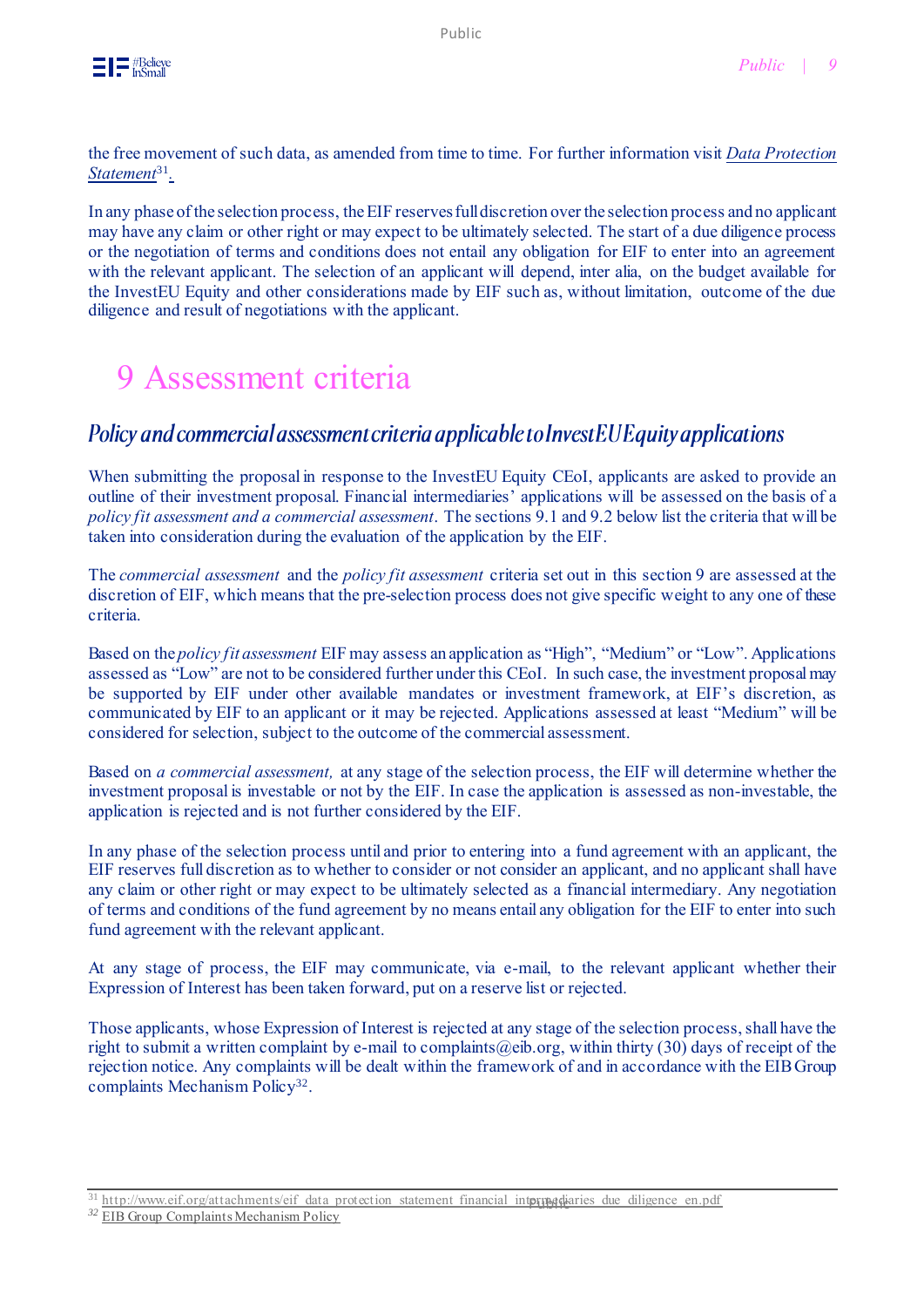the free movement of such data, as amended from time to time. For further information visit *Data Protection Statement*[31].

In any phase of the selection process, the EIF reserves full discretion over the selection process and no applicant may have any claim or other right or may expect to be ultimately selected. The start of a due diligence process or the negotiation of terms and conditions does not entail any obligation for EIF to enter into an agreement with the relevant applicant. The selection of an applicant will depend, inter alia, on the budget available for the InvestEU Equity and other considerations made by EIF such as, without limitation, outcome of the due diligence and result of negotiations with the applicant.

# 9 Assessment criteria

## *Policy and commercial assessment criteria applicable to InvestEU Equity applications*

When submitting the proposal in response to the InvestEU Equity CEoI, applicants are asked to provide an outline of their investment proposal. Financial intermediaries' applications will be assessed on the basis of a *policy fit assessment and a commercial assessment*. The sections 9.1 and 9.2 below list the criteria that will be taken into consideration during the evaluation of the application by the EIF.

The *commercial assessment* and the *policy fit assessment* criteria set out in this section 9 are assessed at the discretion of EIF, which means that the pre-selection process does not give specific weight to any one of these criteria.

Based on the *policy fit assessment* EIF may assess an application as "High", "Medium" or "Low". Applications assessed as "Low" are not to be considered further under this CEoI. In such case, the investment proposal may be supported by EIF under other available mandates or investment framework, at EIF's discretion, as communicated by EIF to an applicant or it may be rejected. Applications assessed at least "Medium" will be considered for selection, subject to the outcome of the commercial assessment.

Based on *a commercial assessment,* at any stage of the selection process, the EIF will determine whether the investment proposal is investable or not by the EIF. In case the application is assessed as non-investable, the application is rejected and is not further considered by the EIF.

In any phase of the selection process until and prior to entering into a fund agreement with an applicant, the EIF reserves full discretion as to whether to consider or not consider an applicant, and no applicant shall have any claim or other right or may expect to be ultimately selected as a financial intermediary. Any negotiation of terms and conditions of the fund agreement by no means entail any obligation for the EIF to enter into such fund agreement with the relevant applicant.

At any stage of process, the EIF may communicate, via e-mail, to the relevant applicant whether their Expression of Interest has been taken forward, put on a reserve list or rejected.

Those applicants, whose Expression of Interest is rejected at any stage of the selection process, shall have the right to submit a written complaint by e-mail to complaints@eib.org, within thirty (30) days of receipt of the rejection notice. Any complaints will be dealt within the framework of and in accordance with the EIB Group complaints Mechanism Policy[32].

---

[31] http://www.eif.org/attachments/eif_data_protection_statement_financial_intermediaries_due_diligence_en.pdf

[32] EIB Group Complaints Mechanism Policy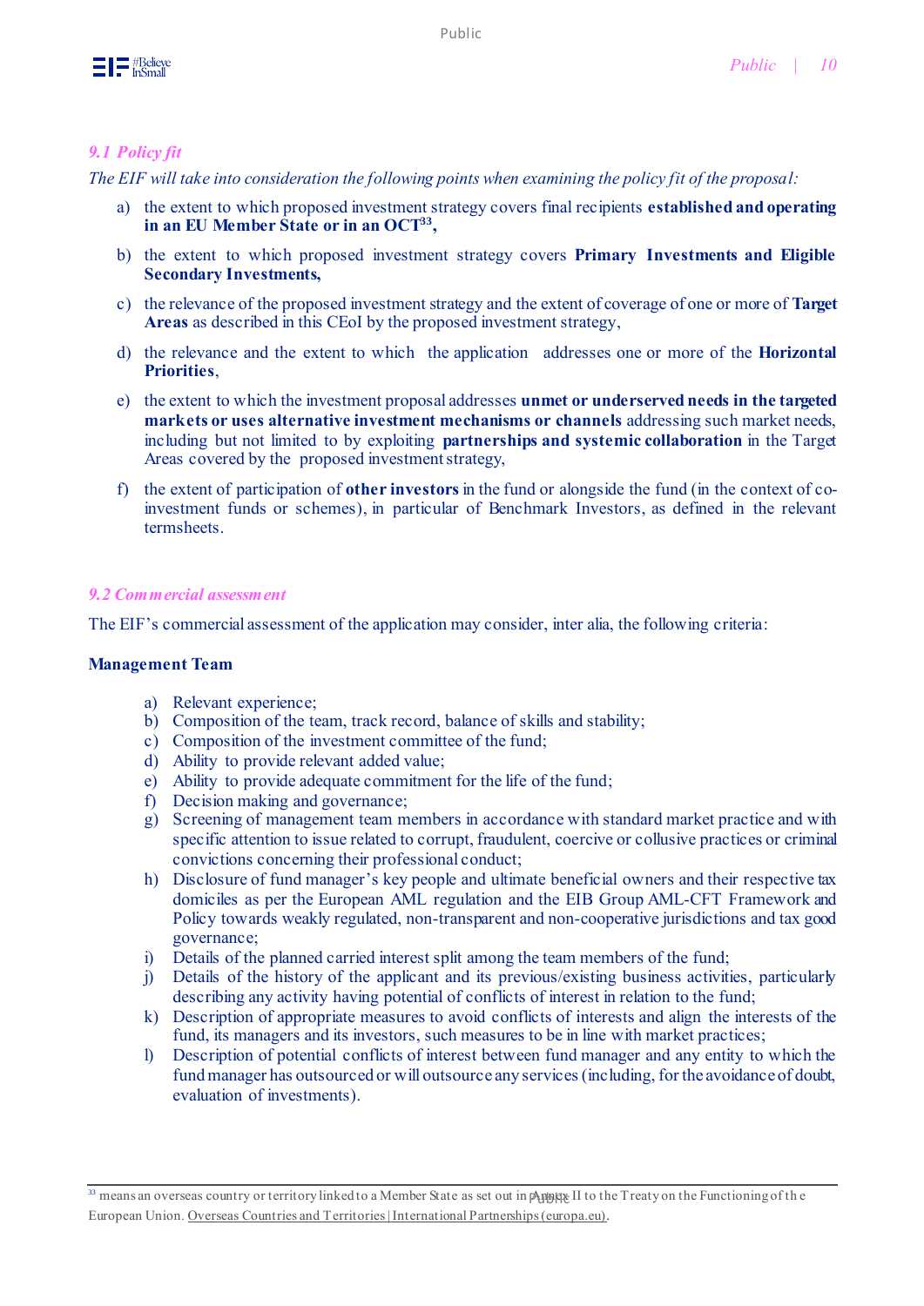### *9.1 Policy fit*

*The EIF will take into consideration the following points when examining the policy fit of the proposal:*

a) the extent to which proposed investment strategy covers final recipients **established and operating in an EU Member State or in an OCT[33],**

b) the extent to which proposed investment strategy covers **Primary Investments and Eligible Secondary Investments,**

c) the relevance of the proposed investment strategy and the extent of coverage of one or more of **Target Areas** as described in this CEoI by the proposed investment strategy,

d) the relevance and the extent to which the application addresses one or more of the **Horizontal Priorities**,

e) the extent to which the investment proposal addresses **unmet or underserved needs in the targeted markets or uses alternative investment mechanisms or channels** addressing such market needs, including but not limited to by exploiting **partnerships and systemic collaboration** in the Target Areas covered by the proposed investment strategy,

f) the extent of participation of **other investors** in the fund or alongside the fund (in the context of co-investment funds or schemes), in particular of Benchmark Investors, as defined in the relevant termsheets.

### *9.2 Commercial assessment*

The EIF's commercial assessment of the application may consider, inter alia, the following criteria:

**Management Team**

a) Relevant experience;
b) Composition of the team, track record, balance of skills and stability;
c) Composition of the investment committee of the fund;
d) Ability to provide relevant added value;
e) Ability to provide adequate commitment for the life of the fund;
f) Decision making and governance;
g) Screening of management team members in accordance with standard market practice and with specific attention to issue related to corrupt, fraudulent, coercive or collusive practices or criminal convictions concerning their professional conduct;
h) Disclosure of fund manager's key people and ultimate beneficial owners and their respective tax domiciles as per the European AML regulation and the EIB Group AML-CFT Framework and Policy towards weakly regulated, non-transparent and non-cooperative jurisdictions and tax good governance;
i) Details of the planned carried interest split among the team members of the fund;
j) Details of the history of the applicant and its previous/existing business activities, particularly describing any activity having potential of conflicts of interest in relation to the fund;
k) Description of appropriate measures to avoid conflicts of interests and align the interests of the fund, its managers and its investors, such measures to be in line with market practices;
l) Description of potential conflicts of interest between fund manager and any entity to which the fund manager has outsourced or will outsource any services (including, for the avoidance of doubt, evaluation of investments).

---

[33] means an overseas country or territory linked to a Member State as set out in Annex II to the Treaty on the Functioning of the European Union. Overseas Countries and Territories | International Partnerships (europa.eu).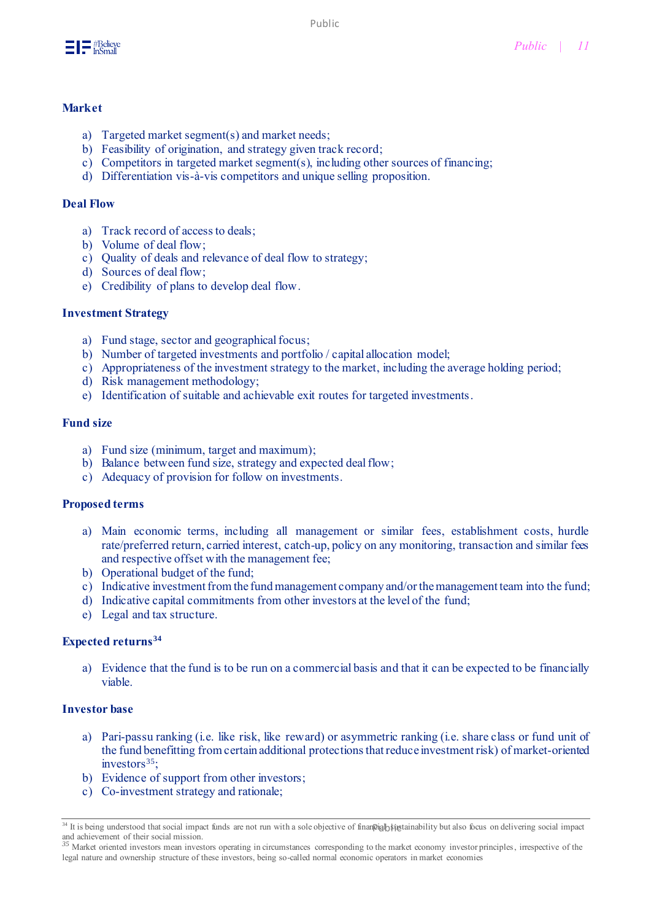**Market**

a) Targeted market segment(s) and market needs;
b) Feasibility of origination, and strategy given track record;
c) Competitors in targeted market segment(s), including other sources of financing;
d) Differentiation vis-à-vis competitors and unique selling proposition.

**Deal Flow**

a) Track record of access to deals;
b) Volume of deal flow;
c) Quality of deals and relevance of deal flow to strategy;
d) Sources of deal flow;
e) Credibility of plans to develop deal flow.

**Investment Strategy**

a) Fund stage, sector and geographical focus;
b) Number of targeted investments and portfolio / capital allocation model;
c) Appropriateness of the investment strategy to the market, including the average holding period;
d) Risk management methodology;
e) Identification of suitable and achievable exit routes for targeted investments.

**Fund size**

a) Fund size (minimum, target and maximum);
b) Balance between fund size, strategy and expected deal flow;
c) Adequacy of provision for follow on investments.

**Proposed terms**

a) Main economic terms, including all management or similar fees, establishment costs, hurdle rate/preferred return, carried interest, catch-up, policy on any monitoring, transaction and similar fees and respective offset with the management fee;
b) Operational budget of the fund;
c) Indicative investment from the fund management company and/or the management team into the fund;
d) Indicative capital commitments from other investors at the level of the fund;
e) Legal and tax structure.

**Expected returns**[34]

a) Evidence that the fund is to be run on a commercial basis and that it can be expected to be financially viable.

**Investor base**

a) Pari-passu ranking (i.e. like risk, like reward) or asymmetric ranking (i.e. share class or fund unit of the fund benefitting from certain additional protections that reduce investment risk) of market-oriented investors[35];
b) Evidence of support from other investors;
c) Co-investment strategy and rationale;

---

[34] It is being understood that social impact funds are not run with a sole objective of financial sustainability but also focus on delivering social impact and achievement of their social mission.

[35] Market oriented investors mean investors operating in circumstances corresponding to the market economy investor principles, irrespective of the legal nature and ownership structure of these investors, being so-called normal economic operators in market economies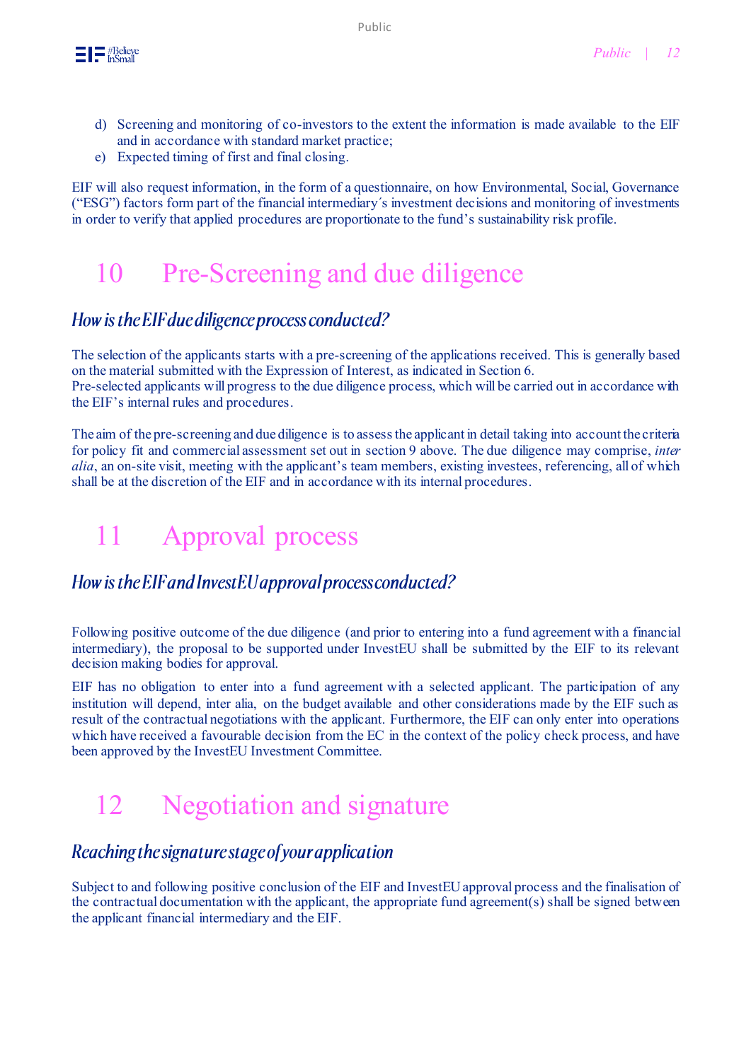d) Screening and monitoring of co-investors to the extent the information is made available to the EIF and in accordance with standard market practice;
e) Expected timing of first and final closing.

EIF will also request information, in the form of a questionnaire, on how Environmental, Social, Governance ("ESG") factors form part of the financial intermediary´s investment decisions and monitoring of investments in order to verify that applied procedures are proportionate to the fund's sustainability risk profile.

# 10 Pre-Screening and due diligence

## *How is the EIF due diligence process conducted?*

The selection of the applicants starts with a pre-screening of the applications received. This is generally based on the material submitted with the Expression of Interest, as indicated in Section 6.
Pre-selected applicants will progress to the due diligence process, which will be carried out in accordance with the EIF's internal rules and procedures.

The aim of the pre-screening and due diligence is to assess the applicant in detail taking into account the criteria for policy fit and commercial assessment set out in section 9 above. The due diligence may comprise, *inter alia*, an on-site visit, meeting with the applicant's team members, existing investees, referencing, all of which shall be at the discretion of the EIF and in accordance with its internal procedures.

# 11 Approval process

## *How is the EIF and InvestEU approval process conducted?*

Following positive outcome of the due diligence (and prior to entering into a fund agreement with a financial intermediary), the proposal to be supported under InvestEU shall be submitted by the EIF to its relevant decision making bodies for approval.

EIF has no obligation to enter into a fund agreement with a selected applicant. The participation of any institution will depend, inter alia, on the budget available and other considerations made by the EIF such as result of the contractual negotiations with the applicant. Furthermore, the EIF can only enter into operations which have received a favourable decision from the EC in the context of the policy check process, and have been approved by the InvestEU Investment Committee.

# 12 Negotiation and signature

## *Reaching the signature stage of your application*

Subject to and following positive conclusion of the EIF and InvestEU approval process and the finalisation of the contractual documentation with the applicant, the appropriate fund agreement(s) shall be signed between the applicant financial intermediary and the EIF.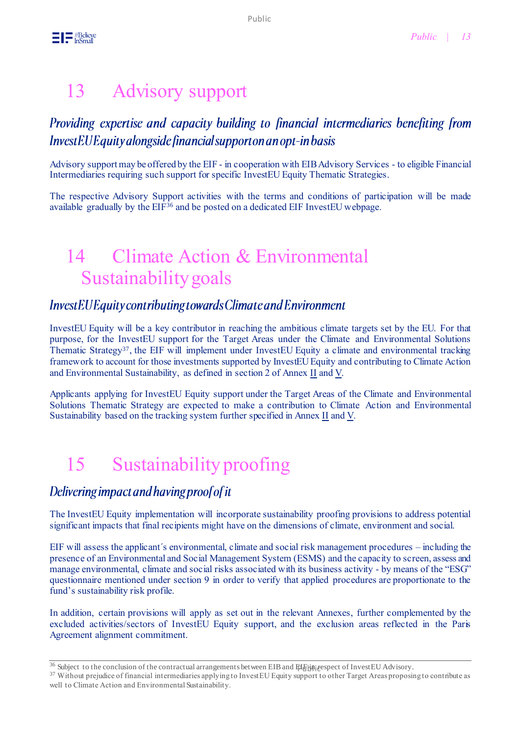# 13 Advisory support

## *Providing expertise and capacity building to financial intermediaries benefiting from InvestEU Equity alongside financial support on an opt-in basis*

Advisory support may be offered by the EIF - in cooperation with EIB Advisory Services - to eligible Financial Intermediaries requiring such support for specific InvestEU Equity Thematic Strategies.

The respective Advisory Support activities with the terms and conditions of participation will be made available gradually by the EIF[36] and be posted on a dedicated EIF InvestEU webpage.

# 14 Climate Action & Environmental Sustainability goals

## *InvestEU Equity contributing towards Climate and Environment*

InvestEU Equity will be a key contributor in reaching the ambitious climate targets set by the EU. For that purpose, for the InvestEU support for the Target Areas under the Climate and Environmental Solutions Thematic Strategy[37], the EIF will implement under InvestEU Equity a climate and environmental tracking framework to account for those investments supported by InvestEU Equity and contributing to Climate Action and Environmental Sustainability, as defined in section 2 of Annex II and V.

Applicants applying for InvestEU Equity support under the Target Areas of the Climate and Environmental Solutions Thematic Strategy are expected to make a contribution to Climate Action and Environmental Sustainability based on the tracking system further specified in Annex II and V.

# 15 Sustainability proofing

## *Delivering impact and having proof of it*

The InvestEU Equity implementation will incorporate sustainability proofing provisions to address potential significant impacts that final recipients might have on the dimensions of climate, environment and social.

EIF will assess the applicant´s environmental, climate and social risk management procedures – including the presence of an Environmental and Social Management System (ESMS) and the capacity to screen, assess and manage environmental, climate and social risks associated with its business activity - by means of the "ESG" questionnaire mentioned under section 9 in order to verify that applied procedures are proportionate to the fund's sustainability risk profile.

In addition, certain provisions will apply as set out in the relevant Annexes, further complemented by the excluded activities/sectors of InvestEU Equity support, and the exclusion areas reflected in the Paris Agreement alignment commitment.

---

[36] Subject to the conclusion of the contractual arrangements between EIB and EIF in respect of InvestEU Advisory.

[37] Without prejudice of financial intermediaries applying to InvestEU Equity support to other Target Areas proposing to contribute as well to Climate Action and Environmental Sustainability.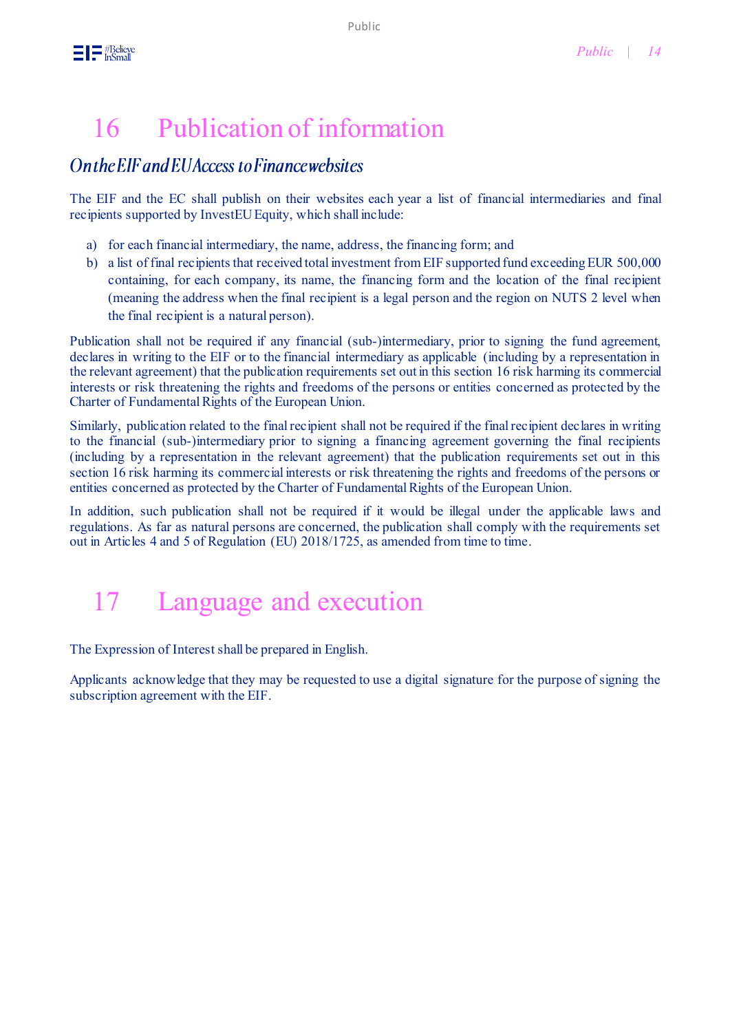# 16 Publication of information

## *On the EIF and EU Access to Finance websites*

The EIF and the EC shall publish on their websites each year a list of financial intermediaries and final recipients supported by InvestEU Equity, which shall include:

a) for each financial intermediary, the name, address, the financing form; and
b) a list of final recipients that received total investment from EIF supported fund exceeding EUR 500,000 containing, for each company, its name, the financing form and the location of the final recipient (meaning the address when the final recipient is a legal person and the region on NUTS 2 level when the final recipient is a natural person).

Publication shall not be required if any financial (sub-)intermediary, prior to signing the fund agreement, declares in writing to the EIF or to the financial intermediary as applicable (including by a representation in the relevant agreement) that the publication requirements set out in this section 16 risk harming its commercial interests or risk threatening the rights and freedoms of the persons or entities concerned as protected by the Charter of Fundamental Rights of the European Union.

Similarly, publication related to the final recipient shall not be required if the final recipient declares in writing to the financial (sub-)intermediary prior to signing a financing agreement governing the final recipients (including by a representation in the relevant agreement) that the publication requirements set out in this section 16 risk harming its commercial interests or risk threatening the rights and freedoms of the persons or entities concerned as protected by the Charter of Fundamental Rights of the European Union.

In addition, such publication shall not be required if it would be illegal under the applicable laws and regulations. As far as natural persons are concerned, the publication shall comply with the requirements set out in Articles 4 and 5 of Regulation (EU) 2018/1725, as amended from time to time.

# 17 Language and execution

The Expression of Interest shall be prepared in English.

Applicants acknowledge that they may be requested to use a digital signature for the purpose of signing the subscription agreement with the EIF.